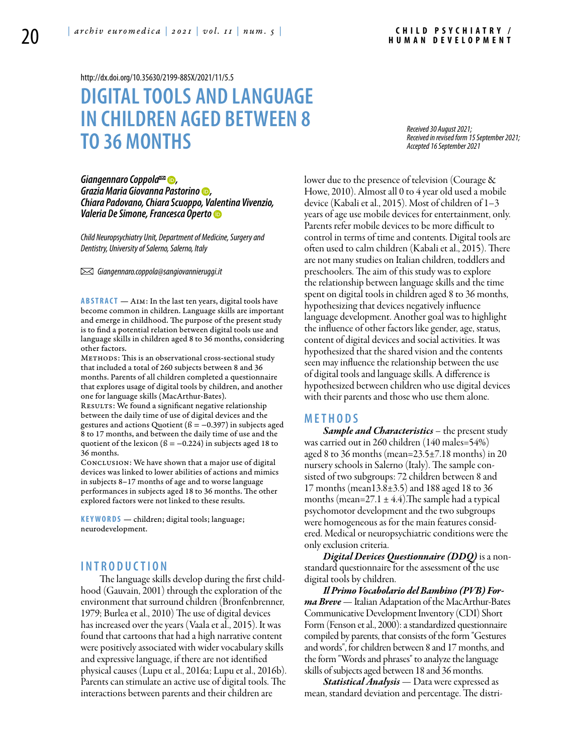http://dx.doi.org/10.35630/2199-885X/2021/11/5.5

# DIGITAL TOOLS AND LANGUAGE IN CHILDREN AGED BETWEEN 8 TO 36 MONTHS

*Received 30 August 2021; Received in revised form 15 September 2021; Accepted 16 September 2021*

***Giangennaro Coppola*✉, *Grazia Maria Giovanna Pastorino*, *Chiara Padovano, Chiara Scuoppo, Valentina Vivenzio, Valeria De Simone, Francesca Operto***

*Child Neuropsychiatry Unit, Department of Medicine, Surgery and Dentistry, University of Salerno, Salerno, Italy*

✉ *Giangennaro.coppola@sangiovannieruggi.it*

**ABSTRACT** — Aim: In the last ten years, digital tools have become common in children. Language skills are important and emerge in childhood. The purpose of the present study is to find a potential relation between digital tools use and language skills in children aged 8 to 36 months, considering other factors.

Methods: This is an observational cross-sectional study that included a total of 260 subjects between 8 and 36 months. Parents of all children completed a questionnaire that explores usage of digital tools by children, and another one for language skills (MacArthur-Bates).

Results: We found a significant negative relationship between the daily time of use of digital devices and the gestures and actions Quotient (ß = −0.397) in subjects aged 8 to 17 months, and between the daily time of use and the quotient of the lexicon (ß = −0.224) in subjects aged 18 to 36 months.

Conclusion: We have shown that a major use of digital devices was linked to lower abilities of actions and mimics in subjects 8–17 months of age and to worse language performances in subjects aged 18 to 36 months. The other explored factors were not linked to these results.

**KEYWORDS** — children; digital tools; language; neurodevelopment.

## INTRODUCTION

The language skills develop during the first childhood (Gauvain, 2001) through the exploration of the environment that surround children (Bronfenbrenner, 1979; Burlea et al., 2010) The use of digital devices has increased over the years (Vaala et al., 2015). It was found that cartoons that had a high narrative content were positively associated with wider vocabulary skills and expressive language, if there are not identified physical causes (Lupu et al., 2016a; Lupu et al., 2016b). Parents can stimulate an active use of digital tools. The interactions between parents and their children are lower due to the presence of television (Courage & Howe, 2010). Almost all 0 to 4 year old used a mobile device (Kabali et al., 2015). Most of children of 1–3 years of age use mobile devices for entertainment, only. Parents refer mobile devices to be more difficult to control in terms of time and contents. Digital tools are often used to calm children (Kabali et al., 2015). There are not many studies on Italian children, toddlers and preschoolers. The aim of this study was to explore the relationship between language skills and the time spent on digital tools in children aged 8 to 36 months, hypothesizing that devices negatively influence language development. Another goal was to highlight the influence of other factors like gender, age, status, content of digital devices and social activities. It was hypothesized that the shared vision and the contents seen may influence the relationship between the use of digital tools and language skills. A difference is hypothesized between children who use digital devices with their parents and those who use them alone.

## METHODS

***Sample and Characteristics*** – the present study was carried out in 260 children (140 males=54%) aged 8 to 36 months (mean=23.5±7.18 months) in 20 nursery schools in Salerno (Italy). The sample consisted of two subgroups: 72 children between 8 and 17 months (mean13.8±3.5) and 188 aged 18 to 36 months (mean=27.1 ± 4.4).The sample had a typical psychomotor development and the two subgroups were homogeneous as for the main features considered. Medical or neuropsychiatric conditions were the only exclusion criteria.

***Digital Devices Questionnaire (DDQ)*** is a nonstandard questionnaire for the assessment of the use digital tools by children.

***Il Primo Vocabolario del Bambino (PVB) Forma Breve*** — Italian Adaptation of the MacArthur-Bates Communicative Development Inventory (CDI) Short Form (Fenson et al., 2000): a standardized questionnaire compiled by parents, that consists of the form "Gestures and words", for children between 8 and 17 months, and the form "Words and phrases" to analyze the language skills of subjects aged between 18 and 36 months.

***Statistical Analysis*** — Data were expressed as mean, standard deviation and percentage. The distri-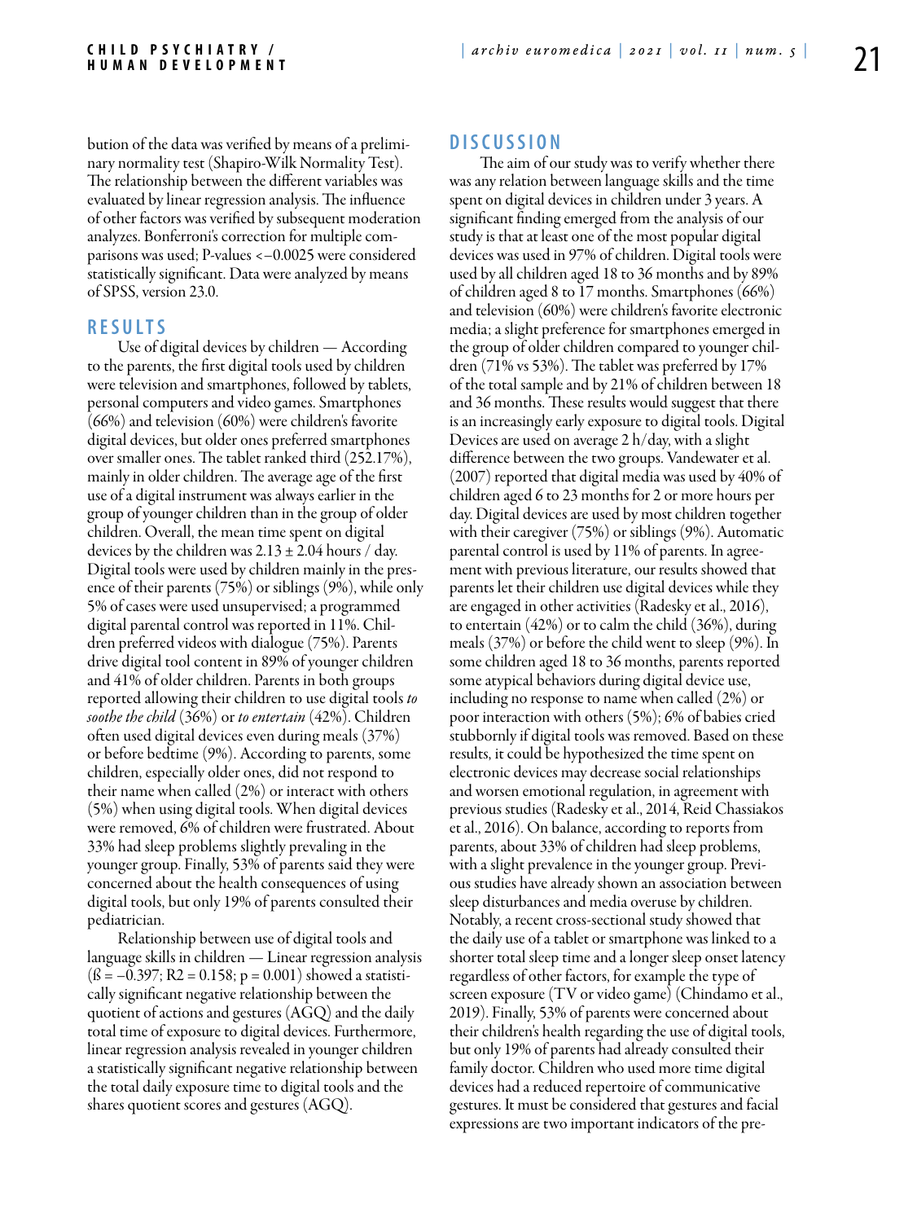bution of the data was verified by means of a preliminary normality test (Shapiro-Wilk Normality Test). The relationship between the different variables was evaluated by linear regression analysis. The influence of other factors was verified by subsequent moderation analyzes. Bonferroni's correction for multiple comparisons was used; P-values $<-0.0025$ were considered statistically significant. Data were analyzed by means of SPSS, version 23.0.

## RESULTS

Use of digital devices by children — According to the parents, the first digital tools used by children were television and smartphones, followed by tablets, personal computers and video games. Smartphones (66%) and television (60%) were children's favorite digital devices, but older ones preferred smartphones over smaller ones. The tablet ranked third (252.17%), mainly in older children. The average age of the first use of a digital instrument was always earlier in the group of younger children than in the group of older children. Overall, the mean time spent on digital devices by the children was $2.13 \pm 2.04$ hours / day. Digital tools were used by children mainly in the presence of their parents (75%) or siblings (9%), while only 5% of cases were used unsupervised; a programmed digital parental control was reported in 11%. Children preferred videos with dialogue (75%). Parents drive digital tool content in 89% of younger children and 41% of older children. Parents in both groups reported allowing their children to use digital tools *to soothe the child* (36%) or *to entertain* (42%). Children often used digital devices even during meals (37%) or before bedtime (9%). According to parents, some children, especially older ones, did not respond to their name when called (2%) or interact with others (5%) when using digital tools. When digital devices were removed, 6% of children were frustrated. About 33% had sleep problems slightly prevaling in the younger group. Finally, 53% of parents said they were concerned about the health consequences of using digital tools, but only 19% of parents consulted their pediatrician.

Relationship between use of digital tools and language skills in children — Linear regression analysis ($ß = -0.397$; $R2 = 0.158$; $p = 0.001$) showed a statistically significant negative relationship between the quotient of actions and gestures (AGQ) and the daily total time of exposure to digital devices. Furthermore, linear regression analysis revealed in younger children a statistically significant negative relationship between the total daily exposure time to digital tools and the shares quotient scores and gestures (AGQ).

## DISCUSSION

The aim of our study was to verify whether there was any relation between language skills and the time spent on digital devices in children under 3 years. A significant finding emerged from the analysis of our study is that at least one of the most popular digital devices was used in 97% of children. Digital tools were used by all children aged 18 to 36 months and by 89% of children aged 8 to 17 months. Smartphones (66%) and television (60%) were children's favorite electronic media; a slight preference for smartphones emerged in the group of older children compared to younger children (71% vs 53%). The tablet was preferred by 17% of the total sample and by 21% of children between 18 and 36 months. These results would suggest that there is an increasingly early exposure to digital tools. Digital Devices are used on average 2 h/day, with a slight difference between the two groups. Vandewater et al. (2007) reported that digital media was used by 40% of children aged 6 to 23 months for 2 or more hours per day. Digital devices are used by most children together with their caregiver (75%) or siblings (9%). Automatic parental control is used by 11% of parents. In agreement with previous literature, our results showed that parents let their children use digital devices while they are engaged in other activities (Radesky et al., 2016), to entertain (42%) or to calm the child (36%), during meals (37%) or before the child went to sleep (9%). In some children aged 18 to 36 months, parents reported some atypical behaviors during digital device use, including no response to name when called (2%) or poor interaction with others (5%); 6% of babies cried stubbornly if digital tools was removed. Based on these results, it could be hypothesized the time spent on electronic devices may decrease social relationships and worsen emotional regulation, in agreement with previous studies (Radesky et al., 2014, Reid Chassiakos et al., 2016). On balance, according to reports from parents, about 33% of children had sleep problems, with a slight prevalence in the younger group. Previous studies have already shown an association between sleep disturbances and media overuse by children. Notably, a recent cross-sectional study showed that the daily use of a tablet or smartphone was linked to a shorter total sleep time and a longer sleep onset latency regardless of other factors, for example the type of screen exposure (TV or video game) (Chindamo et al., 2019). Finally, 53% of parents were concerned about their children's health regarding the use of digital tools, but only 19% of parents had already consulted their family doctor. Children who used more time digital devices had a reduced repertoire of communicative gestures. It must be considered that gestures and facial expressions are two important indicators of the pre-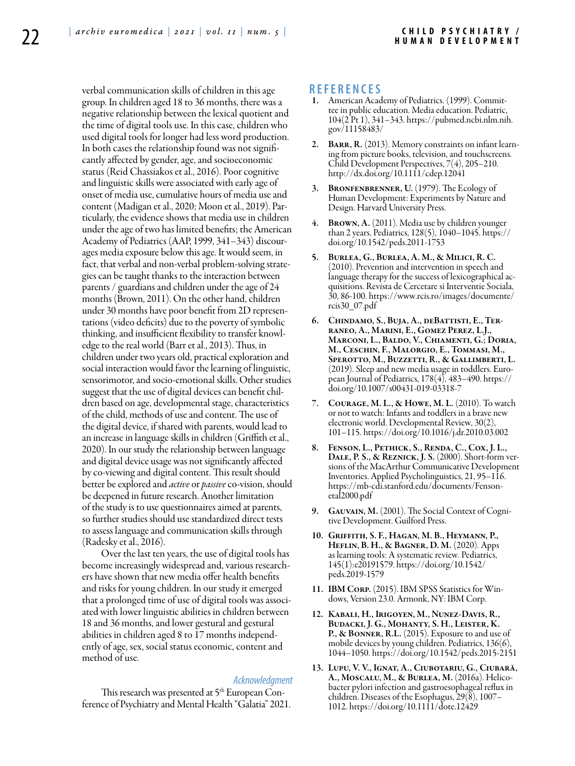verbal communication skills of children in this age group. In children aged 18 to 36 months, there was a negative relationship between the lexical quotient and the time of digital tools use. In this case, children who used digital tools for longer had less word production. In both cases the relationship found was not significantly affected by gender, age, and socioeconomic status (Reid Chassiakos et al., 2016). Poor cognitive and linguistic skills were associated with early age of onset of media use, cumulative hours of media use and content (Madigan et al., 2020; Moon et al., 2019). Particularly, the evidence shows that media use in children under the age of two has limited benefits; the American Academy of Pediatrics (AAP, 1999, 341–343) discourages media exposure below this age. It would seem, in fact, that verbal and non-verbal problem-solving strategies can be taught thanks to the interaction between parents / guardians and children under the age of 24 months (Brown, 2011). On the other hand, children under 30 months have poor benefit from 2D representations (video deficits) due to the poverty of symbolic thinking, and insufficient flexibility to transfer knowledge to the real world (Barr et al., 2013). Thus, in children under two years old, practical exploration and social interaction would favor the learning of linguistic, sensorimotor, and socio-emotional skills. Other studies suggest that the use of digital devices can benefit children based on age, developmental stage, characteristics of the child, methods of use and content. The use of the digital device, if shared with parents, would lead to an increase in language skills in children (Griffith et al., 2020). In our study the relationship between language and digital device usage was not significantly affected by co-viewing and digital content. This result should better be explored and *active* or *passive* co-vision, should be deepened in future research. Another limitation of the study is to use questionnaires aimed at parents, so further studies should use standardized direct tests to assess language and communication skills through (Radesky et al., 2016).

Over the last ten years, the use of digital tools has become increasingly widespread and, various researchers have shown that new media offer health benefits and risks for young children. In our study it emerged that a prolonged time of use of digital tools was associated with lower linguistic abilities in children between 18 and 36 months, and lower gestural and gestural abilities in children aged 8 to 17 months independently of age, sex, social status economic, content and method of use.

### Acknowledgment

This research was presented at 5th European Conference of Psychiatry and Mental Health "Galatia" 2021.

## REFERENCES

1. American Academy of Pediatrics. (1999). Committee in public education. Media education. Pediatric, 104(2 Pt 1), 341–343. https://pubmed.ncbi.nlm.nih.gov/11158483/
2. **Barr, R.** (2013). Memory constraints on infant learning from picture books, television, and touchscreens. Child Development Perspectives, 7(4), 205–210. http://dx.doi.org/10.1111/cdep.12041
3. **Bronfenbrenner, U.** (1979). The Ecology of Human Development: Experiments by Nature and Design. Harvard University Press.
4. **Brown, A.** (2011). Media use by children younger than 2 years. Pediatrics, 128(5), 1040–1045. https://doi.org/10.1542/peds.2011-1753
5. **Burlea, G., Burlea, A. M., & Milici, R. C.** (2010). Prevention and intervention in speech and language therapy for the success of lexicographical acquisitions. Revista de Cercetare si Interventie Sociala, 30, 86-100. https://www.rcis.ro/images/documente/rcis30_07.pdf
6. **Chindamo, S., Buja, A., deBattisti, E., Terraneo, A., Marini, E., Gomez Perez, L.J., Marconi, L., Baldo, V., Chiamenti, G.; Doria, M., Ceschin, F., Malorgio, E., Tommasi, M., Sperotto, M., Buzzetti, R., & Gallimberti, L.** (2019). Sleep and new media usage in toddlers. European Journal of Pediatrics, 178(4), 483–490. https://doi.org/10.1007/s00431-019-03318-7
7. **Courage, M. L., & Howe, M. L.** (2010). To watch or not to watch: Infants and toddlers in a brave new electronic world. Developmental Review, 30(2), 101–115. https://doi.org/10.1016/j.dr.2010.03.002
8. **Fenson, L., Pethick, S., Renda, C., Cox, J. L., Dale, P. S., & Reznick, J. S.** (2000). Short-form versions of the MacArthur Communicative Development Inventories. Applied Psycholinguistics, 21, 95–116. https://mb-cdi.stanford.edu/documents/Fenson-etal2000.pdf
9. **Gauvain, M.** (2001). The Social Context of Cognitive Development. Guilford Press.
10. **Griffith, S. F., Hagan, M. B., Heymann, P., Heflin, B. H., & Bagner, D. M.** (2020). Apps as learning tools: A systematic review. Pediatrics, 145(1):e20191579. https://doi.org/10.1542/peds.2019-1579
11. **IBM Corp.** (2015). IBM SPSS Statistics for Windows, Version 23.0. Armonk, NY: IBM Corp.
12. **Kabali, H., Irigoyen, M., Nunez-Davis, R., Budacki, J. G., Mohanty, S. H., Leister, K. P., & Bonner, R.L.** (2015). Exposure to and use of mobile devices by young children. Pediatrics, 136(6), 1044–1050. https://doi.org/10.1542/peds.2015-2151
13. **Lupu, V. V., Ignat, A., Ciubotariu, G., Ciubară, A., Moscalu, M., & Burlea, M.** (2016a). Helicobacter pylori infection and gastroesophageal reflux in children. Diseases of the Esophagus, 29(8), 1007–1012. https://doi.org/10.1111/dote.12429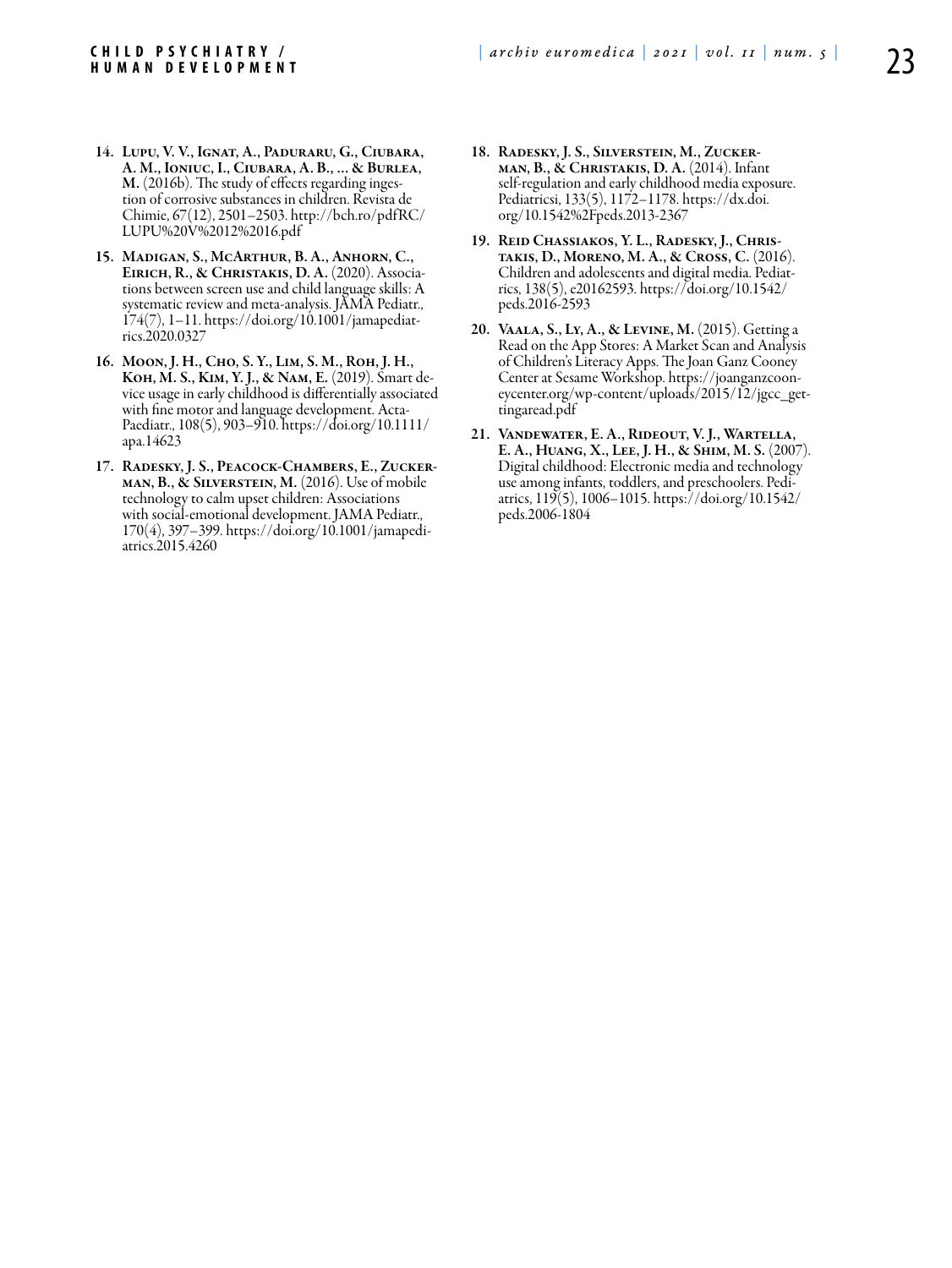14. **Lupu, V. V., Ignat, A., Paduraru, G., Ciubara, A. M., Ioniuc, I., Ciubara, A. B., ... & Burlea, M.** (2016b). The study of effects regarding ingestion of corrosive substances in children. Revista de Chimie, 67(12), 2501–2503. http://bch.ro/pdfRC/LUPU%20V%2012%2016.pdf
15. **Madigan, S., McArthur, B. A., Anhorn, C., Eirich, R., & Christakis, D. A.** (2020). Associations between screen use and child language skills: A systematic review and meta-analysis. JAMA Pediatr., 174(7), 1–11. https://doi.org/10.1001/jamapediatrics.2020.0327
16. **Moon, J. H., Cho, S. Y., Lim, S. M., Roh, J. H., Koh, M. S., Kim, Y. J., & Nam, E.** (2019). Smart device usage in early childhood is differentially associated with fine motor and language development. Acta-Paediatr., 108(5), 903–910. https://doi.org/10.1111/apa.14623
17. **Radesky, J. S., Peacock-Chambers, E., Zuckerman, B., & Silverstein, M.** (2016). Use of mobile technology to calm upset children: Associations with social-emotional development. JAMA Pediatr., 170(4), 397–399. https://doi.org/10.1001/jamapediatrics.2015.4260
18. **Radesky, J. S., Silverstein, M., Zuckerman, B., & Christakis, D. A.** (2014). Infant self-regulation and early childhood media exposure. Pediatricsi, 133(5), 1172–1178. https://dx.doi.org/10.1542%2Fpeds.2013-2367
19. **Reid Chassiakos, Y. L., Radesky, J., Christakis, D., Moreno, M. A., & Cross, C.** (2016). Children and adolescents and digital media. Pediatrics, 138(5), e20162593. https://doi.org/10.1542/peds.2016-2593
20. **Vaala, S., Ly, A., & Levine, M.** (2015). Getting a Read on the App Stores: A Market Scan and Analysis of Children's Literacy Apps. The Joan Ganz Cooney Center at Sesame Workshop. https://joanganzcooneycenter.org/wp-content/uploads/2015/12/jgcc_gettingaread.pdf
21. **Vandewater, E. A., Rideout, V. J., Wartella, E. A., Huang, X., Lee, J. H., & Shim, M. S.** (2007). Digital childhood: Electronic media and technology use among infants, toddlers, and preschoolers. Pediatrics, 119(5), 1006–1015. https://doi.org/10.1542/peds.2006-1804